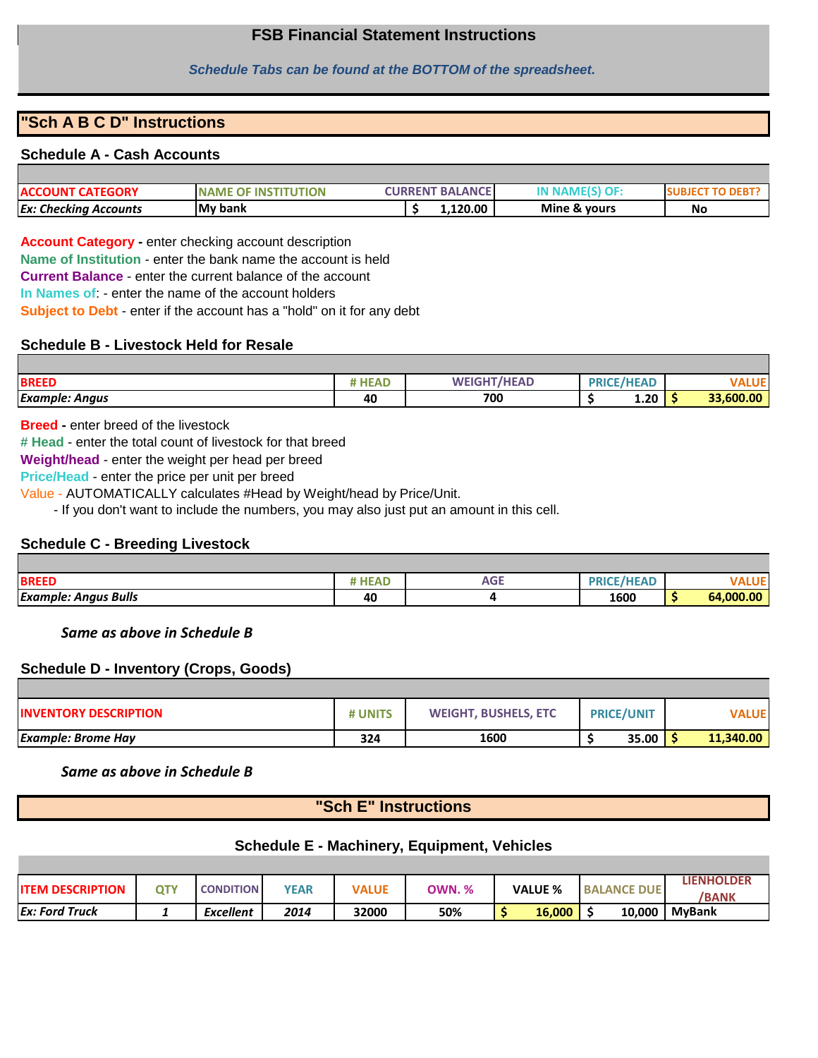# FSB Financial Statement Instructions

*Schedule Tabs can be found at the BOTTOM of the spreadsheet.*

## "Sch A B C D" Instructions

### Schedule A - Cash Accounts

| ACCOUNT CATEGORY | NAME OF INSTITUTION | CURRENT BALANCE | IN NAME(S) OF: | SUBJECT TO DEBT? |
|---|---|---|---|---|
| *Ex: Checking Accounts* | My bank | $ 1,120.00 | Mine & yours | No |

**Account Category** - enter checking account description
**Name of Institution** - enter the bank name the account is held
**Current Balance** - enter the current balance of the account
**In Names of**: - enter the name of the account holders
**Subject to Debt** - enter if the account has a "hold" on it for any debt

### Schedule B - Livestock Held for Resale

| BREED | # HEAD | WEIGHT/HEAD | PRICE/HEAD | VALUE |
|---|---|---|---|---|
| *Example: Angus* | 40 | 700 | $ 1.20 | $ 33,600.00 |

**Breed** - enter breed of the livestock
**# Head** - enter the total count of livestock for that breed
**Weight/head** - enter the weight per head per breed
**Price/Head** - enter the price per unit per breed
Value - AUTOMATICALLY calculates #Head by Weight/head by Price/Unit.
- If you don't want to include the numbers, you may also just put an amount in this cell.

### Schedule C - Breeding Livestock

| BREED | # HEAD | AGE | PRICE/HEAD | VALUE |
|---|---|---|---|---|
| *Example: Angus Bulls* | 40 | 4 | 1600 | $ 64,000.00 |

***Same as above in Schedule B***

### Schedule D - Inventory (Crops, Goods)

| INVENTORY DESCRIPTION | # UNITS | WEIGHT, BUSHELS, ETC | PRICE/UNIT | VALUE |
|---|---|---|---|---|
| *Example: Brome Hay* | 324 | 1600 | $ 35.00 | $ 11,340.00 |

***Same as above in Schedule B***

## "Sch E" Instructions

### Schedule E - Machinery, Equipment, Vehicles

| ITEM DESCRIPTION | QTY | CONDITION | YEAR | VALUE | OWN. % | VALUE % | BALANCE DUE | LIENHOLDER /BANK |
|---|---|---|---|---|---|---|---|---|
| *Ex: Ford Truck* | *1* | *Excellent* | *2014* | 32000 | 50% | $ 16,000 | $ 10,000 | MyBank |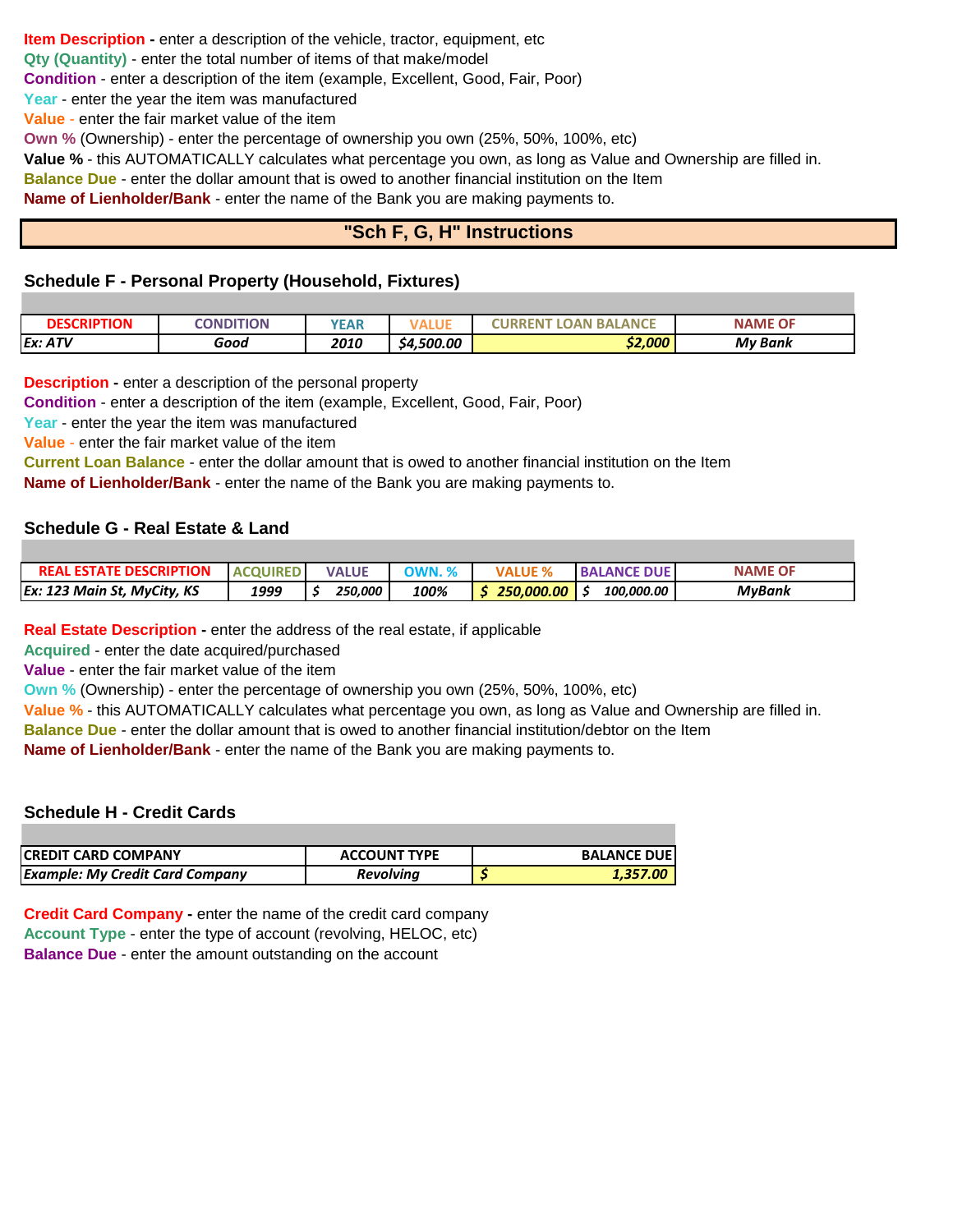**Item Description** - enter a description of the vehicle, tractor, equipment, etc
**Qty (Quantity)** - enter the total number of items of that make/model
**Condition** - enter a description of the item (example, Excellent, Good, Fair, Poor)
**Year** - enter the year the item was manufactured
**Value** - enter the fair market value of the item
**Own %** (Ownership) - enter the percentage of ownership you own (25%, 50%, 100%, etc)
**Value %** - this AUTOMATICALLY calculates what percentage you own, as long as Value and Ownership are filled in.
**Balance Due** - enter the dollar amount that is owed to another financial institution on the Item
**Name of Lienholder/Bank** - enter the name of the Bank you are making payments to.

## "Sch F, G, H" Instructions

### Schedule F - Personal Property (Household, Fixtures)

| DESCRIPTION | CONDITION | YEAR | VALUE | CURRENT LOAN BALANCE | NAME OF |
|---|---|---|---|---|---|
| *Ex: ATV* | *Good* | *2010* | *$4,500.00* | *$2,000* | *My Bank* |

**Description** - enter a description of the personal property
**Condition** - enter a description of the item (example, Excellent, Good, Fair, Poor)
**Year** - enter the year the item was manufactured
**Value** - enter the fair market value of the item
**Current Loan Balance** - enter the dollar amount that is owed to another financial institution on the Item
**Name of Lienholder/Bank** - enter the name of the Bank you are making payments to.

### Schedule G - Real Estate & Land

| REAL ESTATE DESCRIPTION | ACQUIRED | VALUE | OWN. % | VALUE % | BALANCE DUE | NAME OF |
|---|---|---|---|---|---|---|
| *Ex: 123 Main St, MyCity, KS* | *1999* | *$ 250,000* | *100%* | *$ 250,000.00* | *$ 100,000.00* | *MyBank* |

**Real Estate Description** - enter the address of the real estate, if applicable
**Acquired** - enter the date acquired/purchased
**Value** - enter the fair market value of the item
**Own %** (Ownership) - enter the percentage of ownership you own (25%, 50%, 100%, etc)
**Value %** - this AUTOMATICALLY calculates what percentage you own, as long as Value and Ownership are filled in.
**Balance Due** - enter the dollar amount that is owed to another financial institution/debtor on the Item
**Name of Lienholder/Bank** - enter the name of the Bank you are making payments to.

### Schedule H - Credit Cards

| CREDIT CARD COMPANY | ACCOUNT TYPE | BALANCE DUE |
|---|---|---|
| *Example: My Credit Card Company* | *Revolving* | *$ 1,357.00* |

**Credit Card Company** - enter the name of the credit card company
**Account Type** - enter the type of account (revolving, HELOC, etc)
**Balance Due** - enter the amount outstanding on the account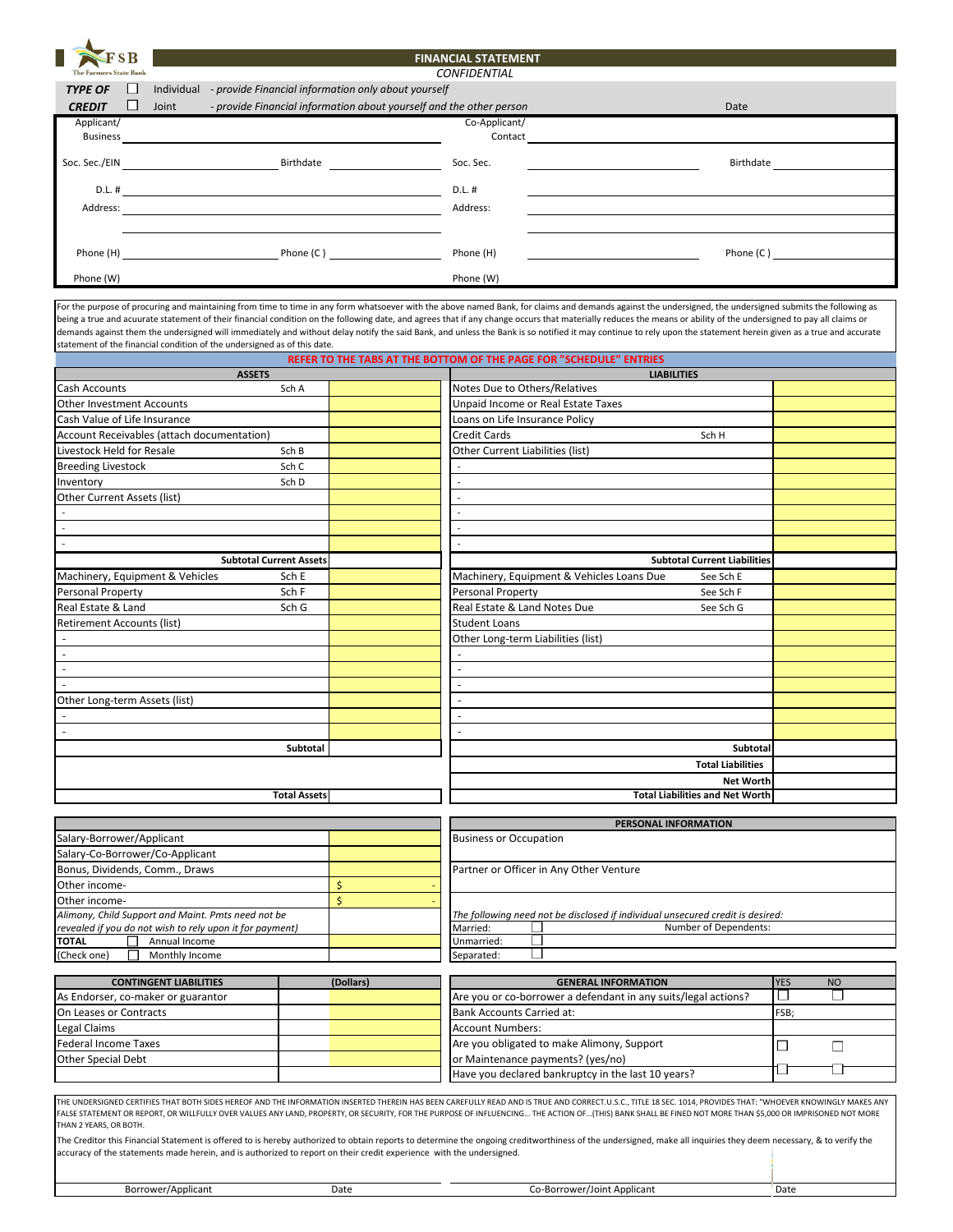FSB
The Farmers State Bank

# FINANCIAL STATEMENT

*CONFIDENTIAL*

| ***TYPE OF CREDIT*** | | |
|---|---|---|
| ☐ Individual | *- provide Financial information only about yourself* | |
| ☐ Joint | *- provide Financial information about yourself and the other person* | Date |

| | | | |
|---|---|---|---|
| Applicant/ Business | | Co-Applicant/ Contact | |
| Soc. Sec./EIN | Birthdate | Soc. Sec. | Birthdate |
| D.L. # | | D.L. # | |
| Address: | | Address: | |
| Phone (H) | Phone (C) | Phone (H) | Phone (C) |
| Phone (W) | | Phone (W) | |

For the purpose of procuring and maintaining from time to time in any form whatsoever with the above named Bank, for claims and demands against the undersigned, the undersigned submits the following as being a true and acuurate statement of their financial condition on the following date, and agrees that if any change occurs that materially reduces the means or ability of the undersigned to pay all claims or demands against them the undersigned will immediately and without delay notify the said Bank, and unless the Bank is notified it may continue to rely upon the statement herein given as a true and accurate statement of the financial condition of the undersigned as of this date.

**REFER TO THE TABS AT THE BOTTOM OF THE PAGE FOR "SCHEDULE" ENTRIES**

| ASSETS | | | LIABILITIES | | |
|---|---|---|---|---|---|
| Cash Accounts | Sch A | | Notes Due to Others/Relatives | | |
| Other Investment Accounts | | | Unpaid Income or Real Estate Taxes | | |
| Cash Value of Life Insurance | | | Loans on Life Insurance Policy | | |
| Account Receivables (attach documentation) | | | Credit Cards | Sch H | |
| Livestock Held for Resale | Sch B | | Other Current Liabilities (list) | | |
| Breeding Livestock | Sch C | | - | | |
| Inventory | Sch D | | - | | |
| Other Current Assets (list) | | | - | | |
| - | | | - | | |
| - | | | - | | |
| - | | | - | | |
| **Subtotal Current Assets** | | | **Subtotal Current Liabilities** | | |
| Machinery, Equipment & Vehicles | Sch E | | Machinery, Equipment & Vehicles Loans Due | See Sch E | |
| Personal Property | Sch F | | Personal Property | See Sch F | |
| Real Estate & Land | Sch G | | Real Estate & Land Notes Due | See Sch G | |
| Retirement Accounts (list) | | | Student Loans | | |
| - | | | Other Long-term Liabilities (list) | | |
| - | | | - | | |
| - | | | - | | |
| - | | | - | | |
| Other Long-term Assets (list) | | | - | | |
| - | | | - | | |
| - | | | - | | |
| **Subtotal** | | | **Subtotal** | | |
| | | | **Total Liabilities** | | |
| | | | **Net Worth** | | |
| **Total Assets** | | | **Total Liabilities and Net Worth** | | |

| | |
|---|---|
| Salary-Borrower/Applicant | |
| Salary-Co-Borrower/Co-Applicant | |
| Bonus, Dividends, Comm., Draws | |
| Other income- | $ - |
| Other income- | $ - |
| *Alimony, Child Support and Maint. Pmts need not be revealed if you do not wish to rely upon it for payment)* | |
| **TOTAL** ☐ Annual Income | |
| (Check one) ☐ Monthly Income | |

| PERSONAL INFORMATION | |
|---|---|
| Business or Occupation | |
| Partner or Officer in Any Other Venture | |
| *The following need not be disclosed if individual unsecured credit is desired:* | |
| Married: ☐ | Number of Dependents: |
| Unmarried: ☐ | |
| Separated: ☐ | |

| CONTINGENT LIABILITIES | | (Dollars) |
|---|---|---|
| As Endorser, co-maker or guarantor | | |
| On Leases or Contracts | | |
| Legal Claims | | |
| Federal Income Taxes | | |
| Other Special Debt | | |

| GENERAL INFORMATION | YES | NO |
|---|---|---|
| Are you or co-borrower a defendant in any suits/legal actions? | ☐ | ☐ |
| Bank Accounts Carried at: | FSB; | |
| Account Numbers: | | |
| Are you obligated to make Alimony, Support or Maintenance payments? (yes/no) | ☐ | ☐ |
| Have you declared bankruptcy in the last 10 years? | ☐ | ☐ |

THE UNDERSIGNED CERTIFIES THAT BOTH SIDES HEREOF AND THE INFORMATION INSERTED THEREIN HAS BEEN CAREFULLY READ AND IS TRUE AND CORRECT.U.S.C., TITLE 18 SEC. 1014, PROVIDES THAT: "WHOEVER KNOWINGLY MAKES ANY FALSE STATEMENT OR REPORT, OR WILLFULLY OVER VALUES ANY LAND, PROPERTY, OR SECURITY, FOR THE PURPOSE OF INFLUENCING... THE ACTION OF...(THIS) BANK SHALL BE FINED NOT MORE THAN $5,000 OR IMPRISONED NOT MORE THAN 2 YEARS, OR BOTH.

The Creditor this Financial Statement is offered to is hereby authorized to obtain reports to determine the ongoing creditworthiness of the undersigned, make all inquiries they deem necessary, & to verify the accuracy of the statements made herein, and is authorized to report on their credit experience with the undersigned.

| Borrower/Applicant | Date | Co-Borrower/Joint Applicant | Date |
|---|---|---|---|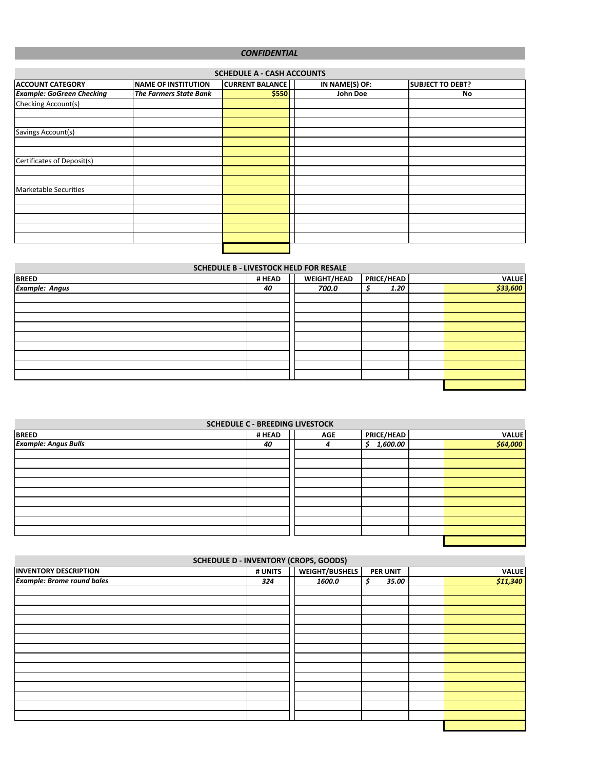**CONFIDENTIAL**

## SCHEDULE A - CASH ACCOUNTS

| ACCOUNT CATEGORY | NAME OF INSTITUTION | CURRENT BALANCE | IN NAME(S) OF: | SUBJECT TO DEBT? |
|---|---|---|---|---|
| *Example: GoGreen Checking* | *The Farmers State Bank* | $550 | John Doe | No |
| Checking Account(s) | | | | |
| | | | | |
| | | | | |
| Savings Account(s) | | | | |
| | | | | |
| | | | | |
| Certificates of Deposit(s) | | | | |
| | | | | |
| | | | | |
| Marketable Securities | | | | |
| | | | | |
| | | | | |
| | | | | |
| | | | | |
| | | | | |
| | | | | |

## SCHEDULE B - LIVESTOCK HELD FOR RESALE

| BREED | # HEAD | WEIGHT/HEAD | PRICE/HEAD | VALUE |
|---|---|---|---|---|
| *Example: Angus* | *40* | *700.0* | *$ 1.20* | *$33,600* |
| | | | | |
| | | | | |
| | | | | |
| | | | | |
| | | | | |
| | | | | |
| | | | | |
| | | | | |
| | | | | |

## SCHEDULE C - BREEDING LIVESTOCK

| BREED | # HEAD | AGE | PRICE/HEAD | VALUE |
|---|---|---|---|---|
| *Example: Angus Bulls* | *40* | *4* | *$ 1,600.00* | *$64,000* |
| | | | | |
| | | | | |
| | | | | |
| | | | | |
| | | | | |
| | | | | |
| | | | | |
| | | | | |
| | | | | |

## SCHEDULE D - INVENTORY (CROPS, GOODS)

| INVENTORY DESCRIPTION | # UNITS | WEIGHT/BUSHELS | PER UNIT | VALUE |
|---|---|---|---|---|
| *Example: Brome round bales* | *324* | *1600.0* | *$ 35.00* | *$11,340* |
| | | | | |
| | | | | |
| | | | | |
| | | | | |
| | | | | |
| | | | | |
| | | | | |
| | | | | |
| | | | | |
| | | | | |
| | | | | |
| | | | | |
| | | | | |
| | | | | |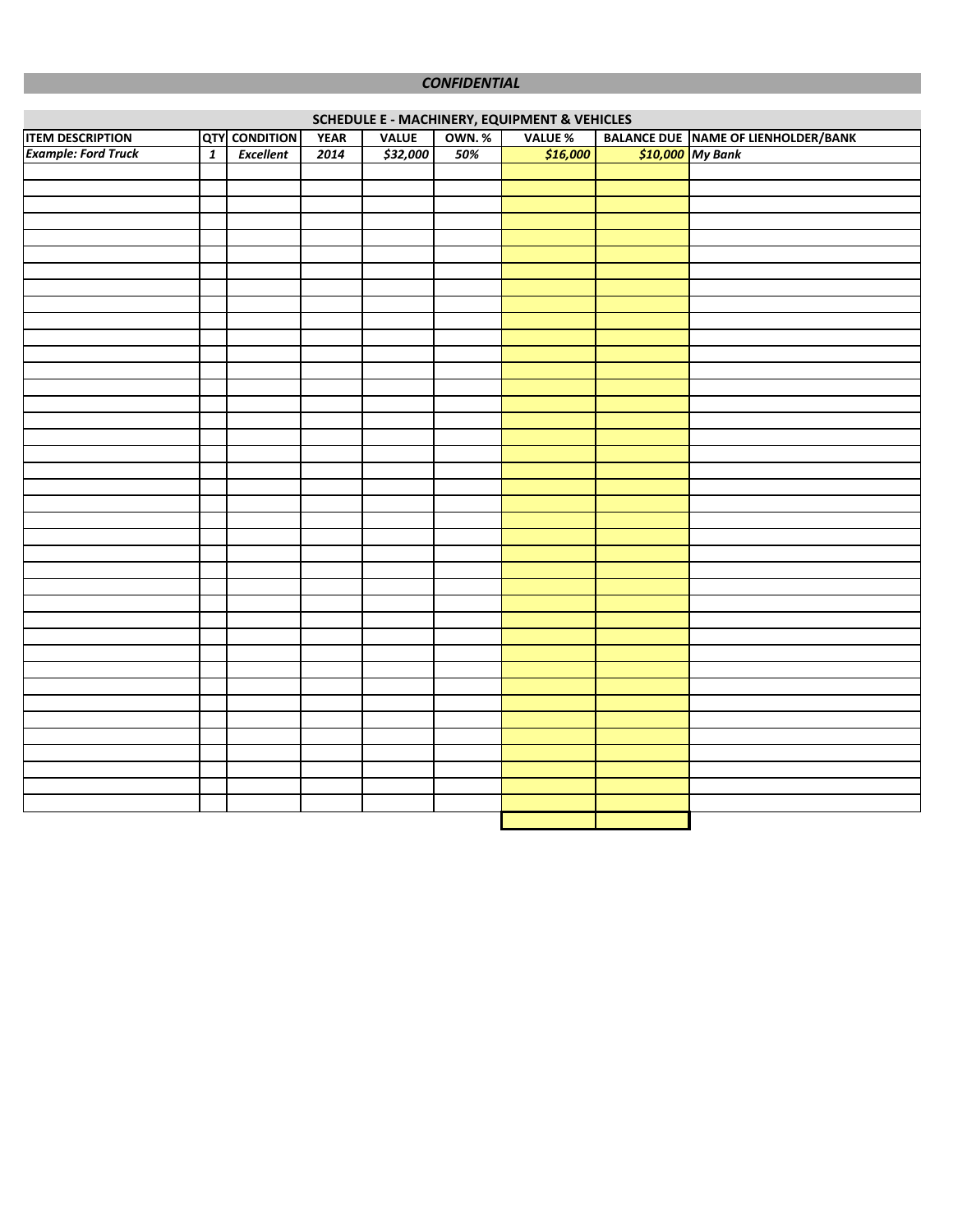*CONFIDENTIAL*

## SCHEDULE E - MACHINERY, EQUIPMENT & VEHICLES

| ITEM DESCRIPTION | QTY | CONDITION | YEAR | VALUE | OWN. % | VALUE % | BALANCE DUE | NAME OF LIENHOLDER/BANK |
|---|---|---|---|---|---|---|---|---|
| *Example: Ford Truck* | *1* | *Excellent* | *2014* | *$32,000* | *50%* | *$16,000* | *$10,000* | *My Bank* |
| | | | | | | | | |
| | | | | | | | | |
| | | | | | | | | |
| | | | | | | | | |
| | | | | | | | | |
| | | | | | | | | |
| | | | | | | | | |
| | | | | | | | | |
| | | | | | | | | |
| | | | | | | | | |
| | | | | | | | | |
| | | | | | | | | |
| | | | | | | | | |
| | | | | | | | | |
| | | | | | | | | |
| | | | | | | | | |
| | | | | | | | | |
| | | | | | | | | |
| | | | | | | | | |
| | | | | | | | | |
| | | | | | | | | |
| | | | | | | | | |
| | | | | | | | | |
| | | | | | | | | |
| | | | | | | | | |
| | | | | | | | | |
| | | | | | | | | |
| | | | | | | | | |
| | | | | | | | | |
| | | | | | | | | |
| | | | | | | | | |
| | | | | | | | | |
| | | | | | | | | |
| | | | | | | | | |
| | | | | | | | | |
| | | | | | | | | |
| | | | | | | | | |
| | | | | | | | | |
| | | | | | | | | |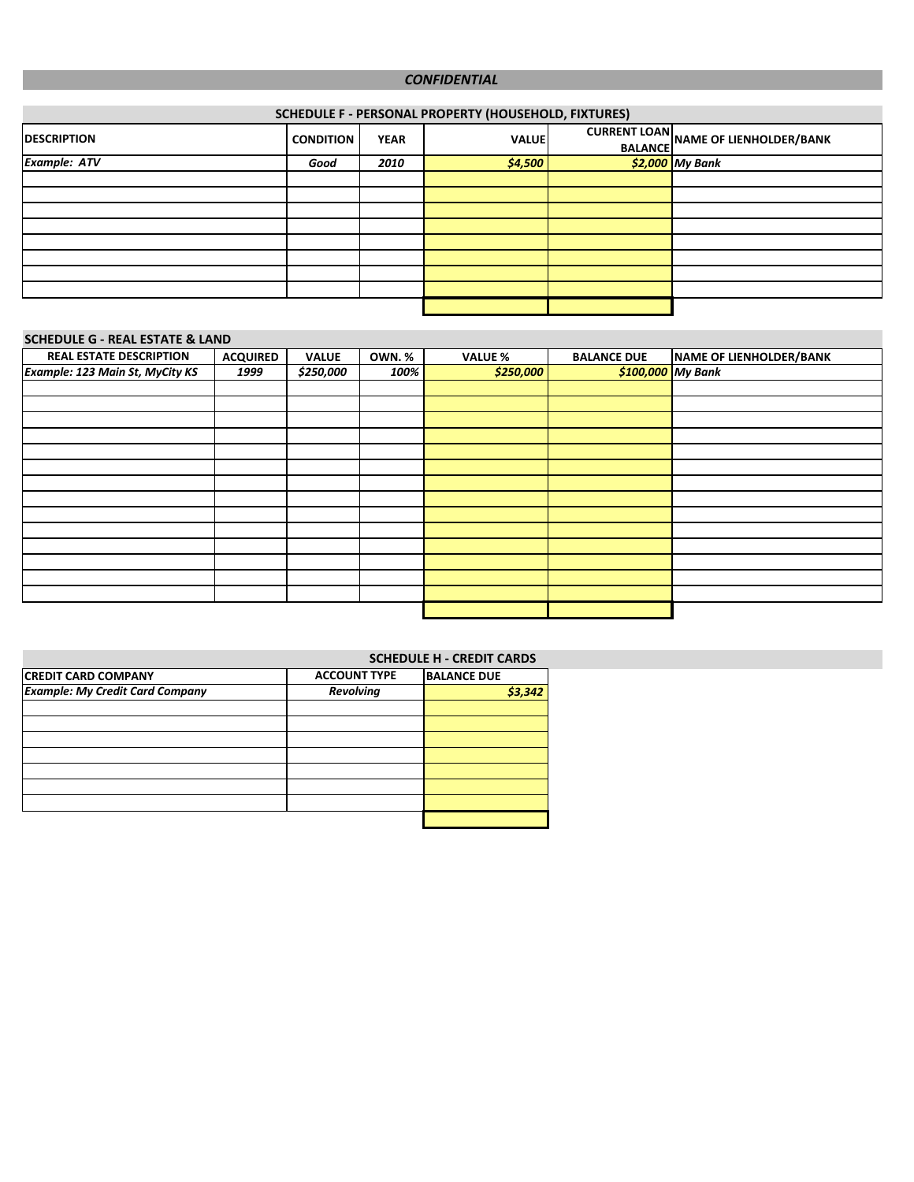*CONFIDENTIAL*

## SCHEDULE F - PERSONAL PROPERTY (HOUSEHOLD, FIXTURES)

| DESCRIPTION | CONDITION | YEAR | VALUE | CURRENT LOAN BALANCE | NAME OF LIENHOLDER/BANK |
|---|---|---|---|---|---|
| *Example: ATV* | *Good* | *2010* | *$4,500* | *$2,000* | *My Bank* |
| | | | | | |
| | | | | | |
| | | | | | |
| | | | | | |
| | | | | | |
| | | | | | |
| | | | | | |
| | | | | | |
| | | | | | |

## SCHEDULE G - REAL ESTATE & LAND

| REAL ESTATE DESCRIPTION | ACQUIRED | VALUE | OWN. % | VALUE % | BALANCE DUE | NAME OF LIENHOLDER/BANK |
|---|---|---|---|---|---|---|
| *Example: 123 Main St, MyCity KS* | *1999* | *$250,000* | *100%* | *$250,000* | *$100,000* | *My Bank* |
| | | | | | | |
| | | | | | | |
| | | | | | | |
| | | | | | | |
| | | | | | | |
| | | | | | | |
| | | | | | | |
| | | | | | | |
| | | | | | | |
| | | | | | | |
| | | | | | | |
| | | | | | | |
| | | | | | | |
| | | | | | | |
| | | | | | | |

## SCHEDULE H - CREDIT CARDS

| CREDIT CARD COMPANY | ACCOUNT TYPE | BALANCE DUE |
|---|---|---|
| *Example: My Credit Card Company* | *Revolving* | *$3,342* |
| | | |
| | | |
| | | |
| | | |
| | | |
| | | |
| | | |
| | | |